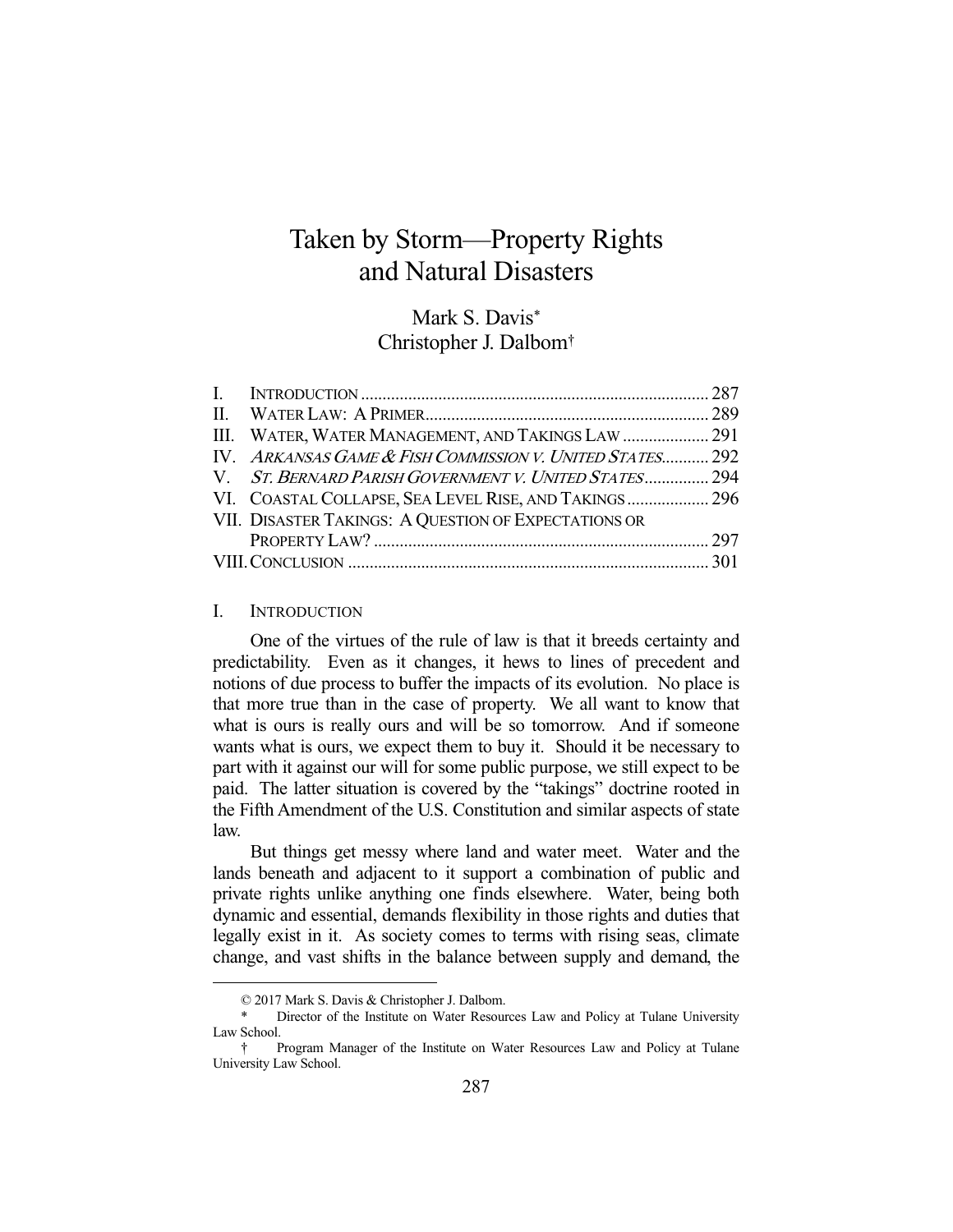# Taken by Storm—Property Rights and Natural Disasters

Mark S. Davis*
Christopher J. Dalbom†

| | | |
|---|---|---|
| I. | INTRODUCTION | 287 |
| II. | WATER LAW: A PRIMER | 289 |
| III. | WATER, WATER MANAGEMENT, AND TAKINGS LAW | 291 |
| IV. | *ARKANSAS GAME & FISH COMMISSION V. UNITED STATES* | 292 |
| V. | *ST. BERNARD PARISH GOVERNMENT V. UNITED STATES* | 294 |
| VI. | COASTAL COLLAPSE, SEA LEVEL RISE, AND TAKINGS | 296 |
| VII. | DISASTER TAKINGS: A QUESTION OF EXPECTATIONS OR PROPERTY LAW? | 297 |
| VIII. | CONCLUSION | 301 |

## I. INTRODUCTION

One of the virtues of the rule of law is that it breeds certainty and predictability. Even as it changes, it hews to lines of precedent and notions of due process to buffer the impacts of its evolution. No place is that more true than in the case of property. We all want to know that what is ours is really ours and will be so tomorrow. And if someone wants what is ours, we expect them to buy it. Should it be necessary to part with it against our will for some public purpose, we still expect to be paid. The latter situation is covered by the "takings" doctrine rooted in the Fifth Amendment of the U.S. Constitution and similar aspects of state law.

But things get messy where land and water meet. Water and the lands beneath and adjacent to it support a combination of public and private rights unlike anything one finds elsewhere. Water, being both dynamic and essential, demands flexibility in those rights and duties that legally exist in it. As society comes to terms with rising seas, climate change, and vast shifts in the balance between supply and demand, the

---

© 2017 Mark S. Davis & Christopher J. Dalbom.

\* Director of the Institute on Water Resources Law and Policy at Tulane University Law School.

† Program Manager of the Institute on Water Resources Law and Policy at Tulane University Law School.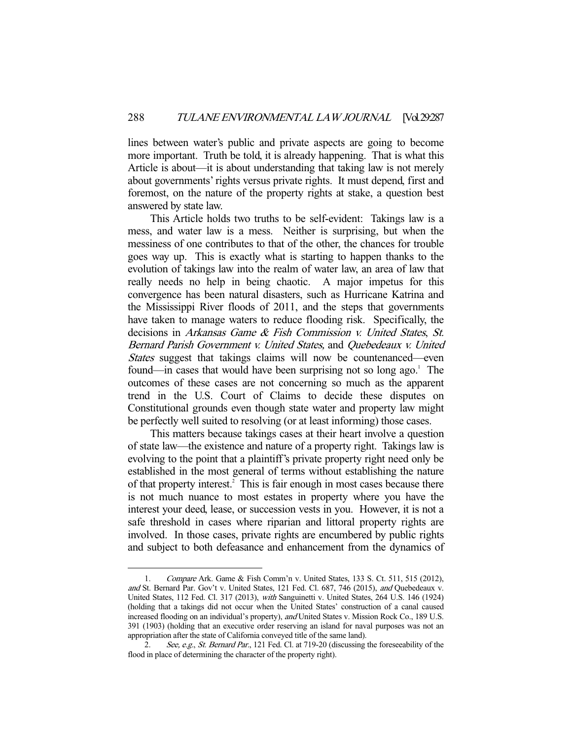lines between water's public and private aspects are going to become more important. Truth be told, it is already happening. That is what this Article is about—it is about understanding that taking law is not merely about governments' rights versus private rights. It must depend, first and foremost, on the nature of the property rights at stake, a question best answered by state law.

This Article holds two truths to be self-evident: Takings law is a mess, and water law is a mess. Neither is surprising, but when the messiness of one contributes to that of the other, the chances for trouble goes way up. This is exactly what is starting to happen thanks to the evolution of takings law into the realm of water law, an area of law that really needs no help in being chaotic. A major impetus for this convergence has been natural disasters, such as Hurricane Katrina and the Mississippi River floods of 2011, and the steps that governments have taken to manage waters to reduce flooding risk. Specifically, the decisions in *Arkansas Game & Fish Commission v. United States*, *St. Bernard Parish Government v. United States,* and *Quebedeaux v. United States* suggest that takings claims will now be countenanced—even found—in cases that would have been surprising not so long ago.[1] The outcomes of these cases are not concerning so much as the apparent trend in the U.S. Court of Claims to decide these disputes on Constitutional grounds even though state water and property law might be perfectly well suited to resolving (or at least informing) those cases.

This matters because takings cases at their heart involve a question of state law—the existence and nature of a property right. Takings law is evolving to the point that a plaintiff's private property right need only be established in the most general of terms without establishing the nature of that property interest.[2] This is fair enough in most cases because there is not much nuance to most estates in property where you have the interest your deed, lease, or succession vests in you. However, it is not a safe threshold in cases where riparian and littoral property rights are involved. In those cases, private rights are encumbered by public rights and subject to both defeasance and enhancement from the dynamics of

---

1. *Compare* Ark. Game & Fish Comm'n v. United States, 133 S. Ct. 511, 515 (2012), *and* St. Bernard Par. Gov't v. United States, 121 Fed. Cl. 687, 746 (2015), *and* Quebedeaux v. United States, 112 Fed. Cl. 317 (2013), *with* Sanguinetti v. United States, 264 U.S. 146 (1924) (holding that a takings did not occur when the United States' construction of a canal caused increased flooding on an individual's property), *and* United States v. Mission Rock Co., 189 U.S. 391 (1903) (holding that an executive order reserving an island for naval purposes was not an appropriation after the state of California conveyed title of the same land).

2. *See, e.g.*, *St. Bernard Par.*, 121 Fed. Cl. at 719-20 (discussing the foreseeability of the flood in place of determining the character of the property right).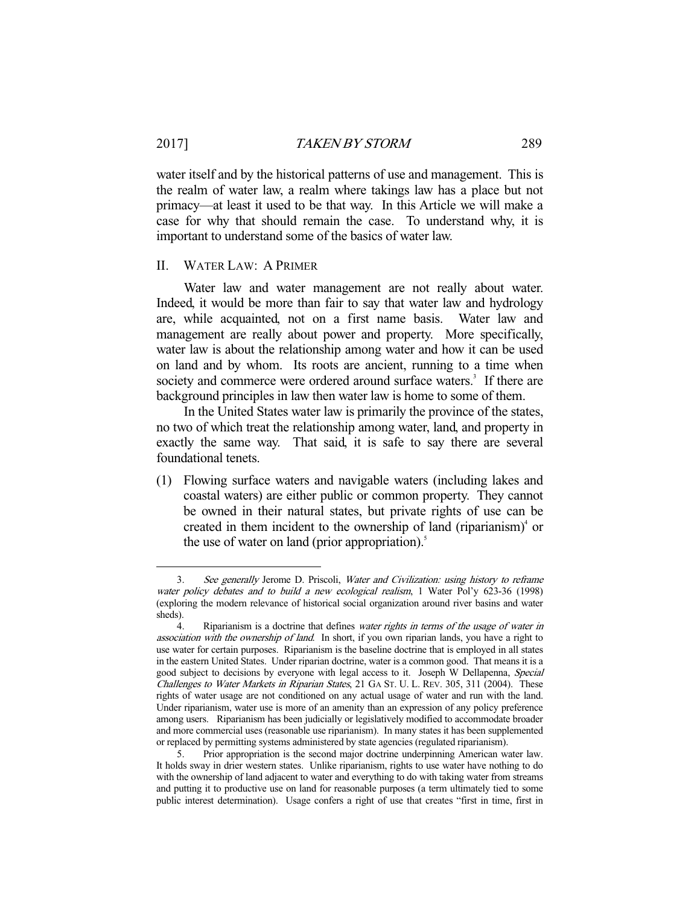water itself and by the historical patterns of use and management. This is the realm of water law, a realm where takings law has a place but not primacy—at least it used to be that way. In this Article we will make a case for why that should remain the case. To understand why, it is important to understand some of the basics of water law.

## II. Water Law: A Primer

Water law and water management are not really about water. Indeed, it would be more than fair to say that water law and hydrology are, while acquainted, not on a first name basis. Water law and management are really about power and property. More specifically, water law is about the relationship among water and how it can be used on land and by whom. Its roots are ancient, running to a time when society and commerce were ordered around surface waters.[3] If there are background principles in law then water law is home to some of them.

In the United States water law is primarily the province of the states, no two of which treat the relationship among water, land, and property in exactly the same way. That said, it is safe to say there are several foundational tenets.

(1) Flowing surface waters and navigable waters (including lakes and coastal waters) are either public or common property. They cannot be owned in their natural states, but private rights of use can be created in them incident to the ownership of land (riparianism)[4] or the use of water on land (prior appropriation).[5]

---

3. *See generally* Jerome D. Priscoli, *Water and Civilization: using history to reframe water policy debates and to build a new ecological realism*, 1 Water Pol'y 623-36 (1998) (exploring the modern relevance of historical social organization around river basins and water sheds).

4. Riparianism is a doctrine that defines *water rights in terms of the usage of water in association with the ownership of land*. In short, if you own riparian lands, you have a right to use water for certain purposes. Riparianism is the baseline doctrine that is employed in all states in the eastern United States. Under riparian doctrine, water is a common good. That means it is a good subject to decisions by everyone with legal access to it. Joseph W Dellapenna, *Special Challenges to Water Markets in Riparian States*, 21 GA ST. U. L. REV. 305, 311 (2004). These rights of water usage are not conditioned on any actual usage of water and run with the land. Under riparianism, water use is more of an amenity than an expression of any policy preference among users. Riparianism has been judicially or legislatively modified to accommodate broader and more commercial uses (reasonable use riparianism). In many states it has been supplemented or replaced by permitting systems administered by state agencies (regulated riparianism).

5. Prior appropriation is the second major doctrine underpinning American water law. It holds sway in drier western states. Unlike riparianism, rights to use water have nothing to do with the ownership of land adjacent to water and everything to do with taking water from streams and putting it to productive use on land for reasonable purposes (a term ultimately tied to some public interest determination). Usage confers a right of use that creates "first in time, first in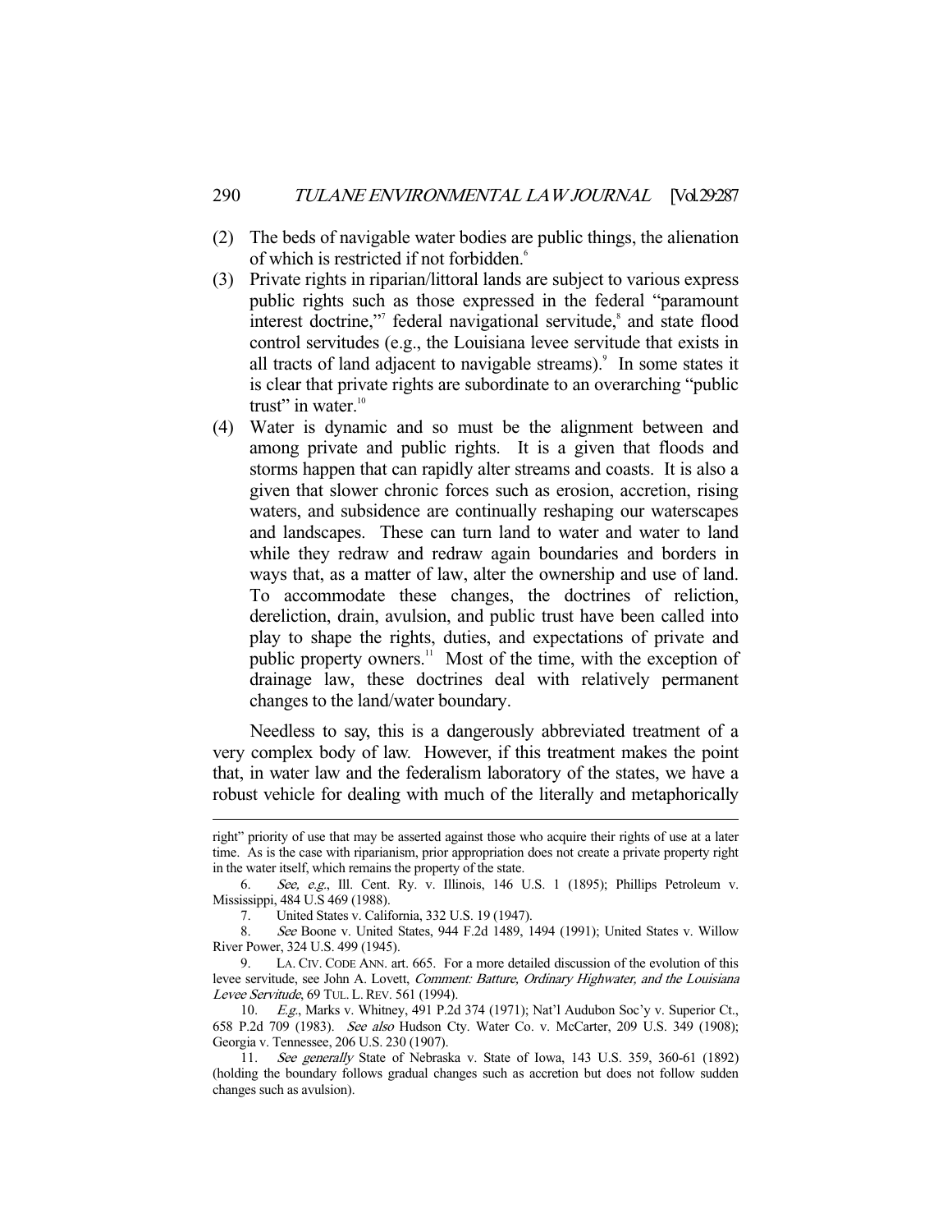(2) The beds of navigable water bodies are public things, the alienation of which is restricted if not forbidden.[6]

(3) Private rights in riparian/littoral lands are subject to various express public rights such as those expressed in the federal "paramount interest doctrine,"[7] federal navigational servitude,[8] and state flood control servitudes (e.g., the Louisiana levee servitude that exists in all tracts of land adjacent to navigable streams).[9] In some states it is clear that private rights are subordinate to an overarching "public trust" in water.[10]

(4) Water is dynamic and so must be the alignment between and among private and public rights. It is a given that floods and storms happen that can rapidly alter streams and coasts. It is also a given that slower chronic forces such as erosion, accretion, rising waters, and subsidence are continually reshaping our waterscapes and landscapes. These can turn land to water and water to land while they redraw and redraw again boundaries and borders in ways that, as a matter of law, alter the ownership and use of land. To accommodate these changes, the doctrines of reliction, dereliction, drain, avulsion, and public trust have been called into play to shape the rights, duties, and expectations of private and public property owners.[11] Most of the time, with the exception of drainage law, these doctrines deal with relatively permanent changes to the land/water boundary.

Needless to say, this is a dangerously abbreviated treatment of a very complex body of law. However, if this treatment makes the point that, in water law and the federalism laboratory of the states, we have a robust vehicle for dealing with much of the literally and metaphorically

---

right" priority of use that may be asserted against those who acquire their rights of use at a later time. As is the case with riparianism, prior appropriation does not create a private property right in the water itself, which remains the property of the state.

6. *See, e.g.*, Ill. Cent. Ry. v. Illinois, 146 U.S. 1 (1895); Phillips Petroleum v. Mississippi, 484 U.S 469 (1988).

7. United States v. California, 332 U.S. 19 (1947).

8. *See* Boone v. United States, 944 F.2d 1489, 1494 (1991); United States v. Willow River Power, 324 U.S. 499 (1945).

9. LA. CIV. CODE ANN. art. 665. For a more detailed discussion of the evolution of this levee servitude, see John A. Lovett, *Comment: Batture, Ordinary Highwater, and the Louisiana Levee Servitude*, 69 TUL. L. REV. 561 (1994).

10. *E.g.*, Marks v. Whitney, 491 P.2d 374 (1971); Nat'l Audubon Soc'y v. Superior Ct., 658 P.2d 709 (1983). *See also* Hudson Cty. Water Co. v. McCarter, 209 U.S. 349 (1908); Georgia v. Tennessee, 206 U.S. 230 (1907).

11. *See generally* State of Nebraska v. State of Iowa, 143 U.S. 359, 360-61 (1892) (holding the boundary follows gradual changes such as accretion but does not follow sudden changes such as avulsion).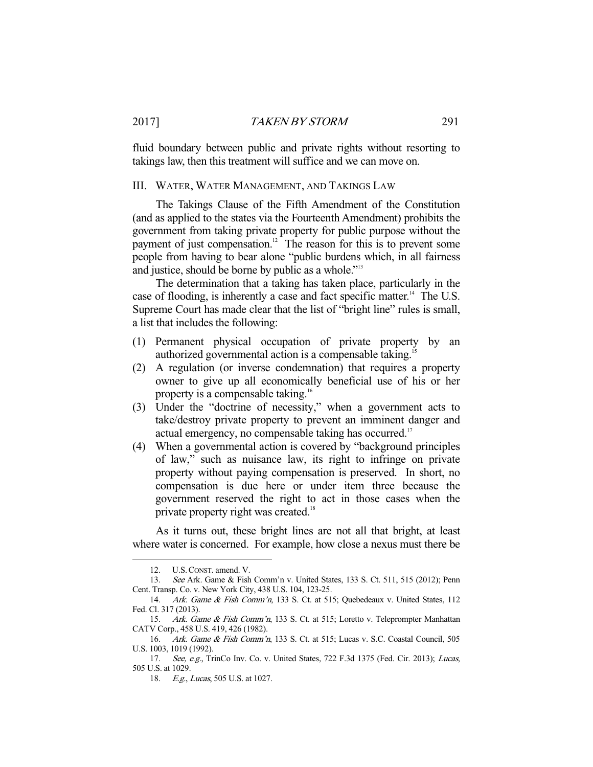fluid boundary between public and private rights without resorting to takings law, then this treatment will suffice and we can move on.

## III. Water, Water Management, and Takings Law

The Takings Clause of the Fifth Amendment of the Constitution (and as applied to the states via the Fourteenth Amendment) prohibits the government from taking private property for public purpose without the payment of just compensation.[12] The reason for this is to prevent some people from having to bear alone "public burdens which, in all fairness and justice, should be borne by public as a whole."[13]

The determination that a taking has taken place, particularly in the case of flooding, is inherently a case and fact specific matter.[14] The U.S. Supreme Court has made clear that the list of "bright line" rules is small, a list that includes the following:

(1) Permanent physical occupation of private property by an authorized governmental action is a compensable taking.[15]

(2) A regulation (or inverse condemnation) that requires a property owner to give up all economically beneficial use of his or her property is a compensable taking.[16]

(3) Under the "doctrine of necessity," when a government acts to take/destroy private property to prevent an imminent danger and actual emergency, no compensable taking has occurred.[17]

(4) When a governmental action is covered by "background principles of law," such as nuisance law, its right to infringe on private property without paying compensation is preserved. In short, no compensation is due here or under item three because the government reserved the right to act in those cases when the private property right was created.[18]

As it turns out, these bright lines are not all that bright, at least where water is concerned. For example, how close a nexus must there be

---

12. U.S. CONST. amend. V.

13. *See* Ark. Game & Fish Comm'n v. United States, 133 S. Ct. 511, 515 (2012); Penn Cent. Transp. Co. v. New York City, 438 U.S. 104, 123-25.

14. *Ark. Game & Fish Comm'n*, 133 S. Ct. at 515; Quebedeaux v. United States, 112 Fed. Cl. 317 (2013).

15. *Ark. Game & Fish Comm'n*, 133 S. Ct. at 515; Loretto v. Teleprompter Manhattan CATV Corp., 458 U.S. 419, 426 (1982).

16. *Ark. Game & Fish Comm'n*, 133 S. Ct. at 515; Lucas v. S.C. Coastal Council, 505 U.S. 1003, 1019 (1992).

17. *See, e.g.*, TrinCo Inv. Co. v. United States, 722 F.3d 1375 (Fed. Cir. 2013); *Lucas*, 505 U.S. at 1029.

18. *E.g.*, *Lucas*, 505 U.S. at 1027.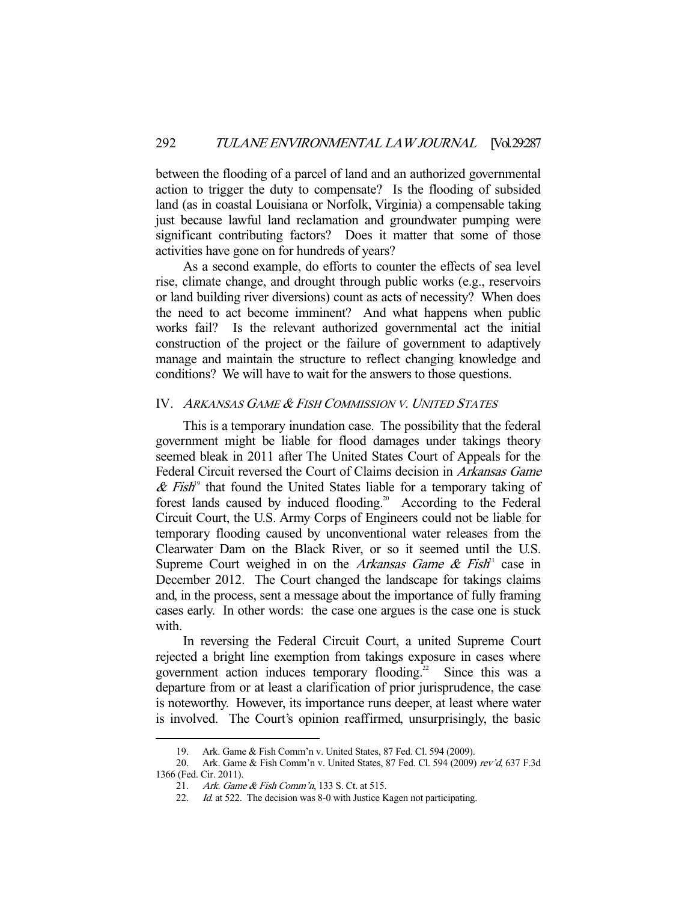between the flooding of a parcel of land and an authorized governmental action to trigger the duty to compensate? Is the flooding of subsided land (as in coastal Louisiana or Norfolk, Virginia) a compensable taking just because lawful land reclamation and groundwater pumping were significant contributing factors? Does it matter that some of those activities have gone on for hundreds of years?

As a second example, do efforts to counter the effects of sea level rise, climate change, and drought through public works (e.g., reservoirs or land building river diversions) count as acts of necessity? When does the need to act become imminent? And what happens when public works fail? Is the relevant authorized governmental act the initial construction of the project or the failure of government to adaptively manage and maintain the structure to reflect changing knowledge and conditions? We will have to wait for the answers to those questions.

## IV. *ARKANSAS GAME & FISH COMMISSION V. UNITED STATES*

This is a temporary inundation case. The possibility that the federal government might be liable for flood damages under takings theory seemed bleak in 2011 after The United States Court of Appeals for the Federal Circuit reversed the Court of Claims decision in *Arkansas Game & Fish*[19] that found the United States liable for a temporary taking of forest lands caused by induced flooding.[20] According to the Federal Circuit Court, the U.S. Army Corps of Engineers could not be liable for temporary flooding caused by unconventional water releases from the Clearwater Dam on the Black River, or so it seemed until the U.S. Supreme Court weighed in on the *Arkansas Game & Fish*[21] case in December 2012. The Court changed the landscape for takings claims and, in the process, sent a message about the importance of fully framing cases early. In other words: the case one argues is the case one is stuck with.

In reversing the Federal Circuit Court, a united Supreme Court rejected a bright line exemption from takings exposure in cases where government action induces temporary flooding.[22] Since this was a departure from or at least a clarification of prior jurisprudence, the case is noteworthy. However, its importance runs deeper, at least where water is involved. The Court's opinion reaffirmed, unsurprisingly, the basic

---

19. Ark. Game & Fish Comm'n v. United States, 87 Fed. Cl. 594 (2009).

20. Ark. Game & Fish Comm'n v. United States, 87 Fed. Cl. 594 (2009) *rev'd*, 637 F.3d 1366 (Fed. Cir. 2011).

21. *Ark. Game & Fish Comm'n*, 133 S. Ct. at 515.

22. *Id.* at 522. The decision was 8-0 with Justice Kagen not participating.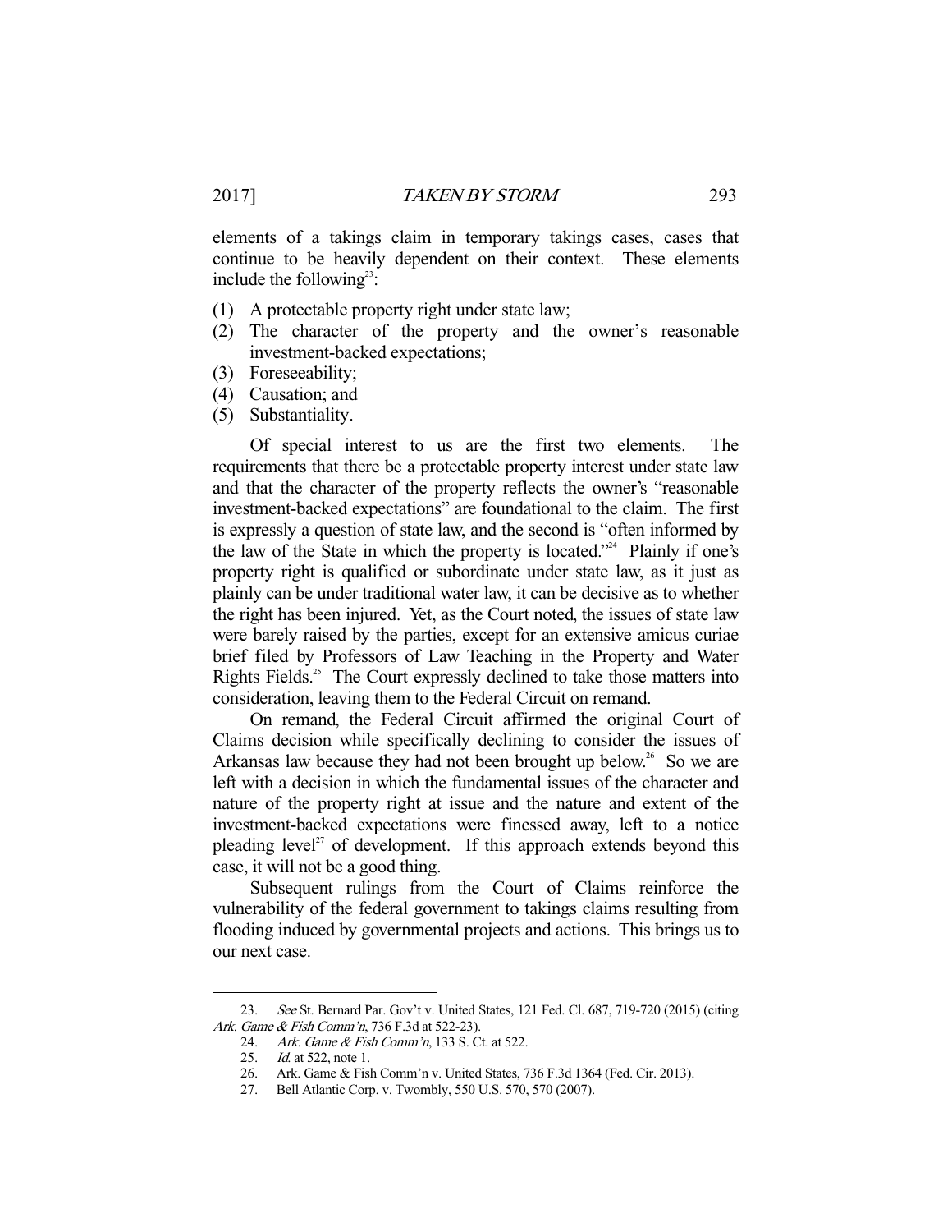elements of a takings claim in temporary takings cases, cases that continue to be heavily dependent on their context. These elements include the following[23]:

(1) A protectable property right under state law;
(2) The character of the property and the owner's reasonable investment-backed expectations;
(3) Foreseeability;
(4) Causation; and
(5) Substantiality.

Of special interest to us are the first two elements. The requirements that there be a protectable property interest under state law and that the character of the property reflects the owner's "reasonable investment-backed expectations" are foundational to the claim. The first is expressly a question of state law, and the second is "often informed by the law of the State in which the property is located."[24] Plainly if one's property right is qualified or subordinate under state law, as it just as plainly can be under traditional water law, it can be decisive as to whether the right has been injured. Yet, as the Court noted, the issues of state law were barely raised by the parties, except for an extensive amicus curiae brief filed by Professors of Law Teaching in the Property and Water Rights Fields.[25] The Court expressly declined to take those matters into consideration, leaving them to the Federal Circuit on remand.

On remand, the Federal Circuit affirmed the original Court of Claims decision while specifically declining to consider the issues of Arkansas law because they had not been brought up below.[26] So we are left with a decision in which the fundamental issues of the character and nature of the property right at issue and the nature and extent of the investment-backed expectations were finessed away, left to a notice pleading level[27] of development. If this approach extends beyond this case, it will not be a good thing.

Subsequent rulings from the Court of Claims reinforce the vulnerability of the federal government to takings claims resulting from flooding induced by governmental projects and actions. This brings us to our next case.

---

23. *See* St. Bernard Par. Gov't v. United States, 121 Fed. Cl. 687, 719-720 (2015) (citing *Ark. Game & Fish Comm'n*, 736 F.3d at 522-23).

24. *Ark. Game & Fish Comm'n*, 133 S. Ct. at 522.

25. *Id.* at 522, note 1.

26. Ark. Game & Fish Comm'n v. United States, 736 F.3d 1364 (Fed. Cir. 2013).

27. Bell Atlantic Corp. v. Twombly, 550 U.S. 570, 570 (2007).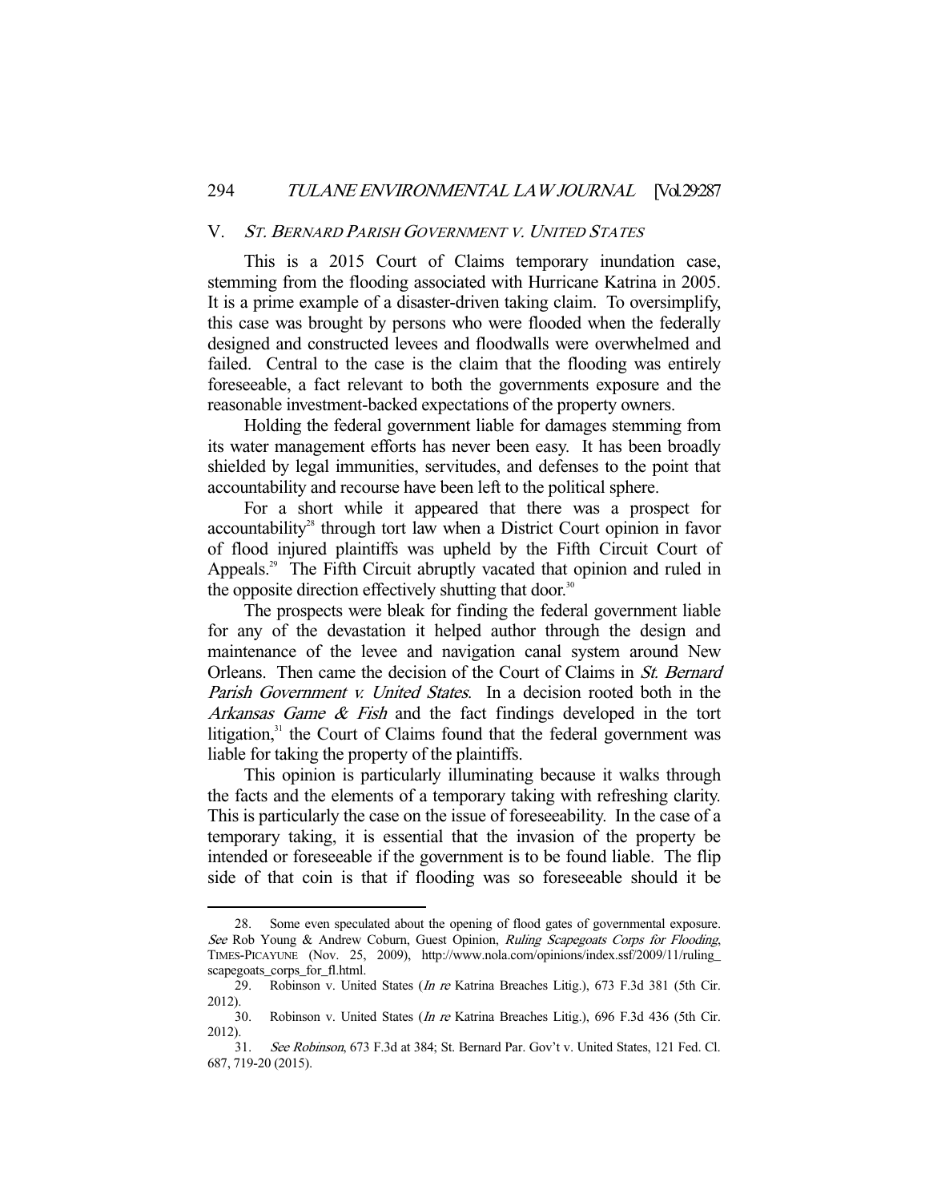## V. *St. Bernard Parish Government v. United States*

This is a 2015 Court of Claims temporary inundation case, stemming from the flooding associated with Hurricane Katrina in 2005. It is a prime example of a disaster-driven taking claim. To oversimplify, this case was brought by persons who were flooded when the federally designed and constructed levees and floodwalls were overwhelmed and failed. Central to the case is the claim that the flooding was entirely foreseeable, a fact relevant to both the governments exposure and the reasonable investment-backed expectations of the property owners.

Holding the federal government liable for damages stemming from its water management efforts has never been easy. It has been broadly shielded by legal immunities, servitudes, and defenses to the point that accountability and recourse have been left to the political sphere.

For a short while it appeared that there was a prospect for accountability[28] through tort law when a District Court opinion in favor of flood injured plaintiffs was upheld by the Fifth Circuit Court of Appeals.[29] The Fifth Circuit abruptly vacated that opinion and ruled in the opposite direction effectively shutting that door.[30]

The prospects were bleak for finding the federal government liable for any of the devastation it helped author through the design and maintenance of the levee and navigation canal system around New Orleans. Then came the decision of the Court of Claims in *St. Bernard Parish Government v. United States*. In a decision rooted both in the *Arkansas Game & Fish* and the fact findings developed in the tort litigation,[31] the Court of Claims found that the federal government was liable for taking the property of the plaintiffs.

This opinion is particularly illuminating because it walks through the facts and the elements of a temporary taking with refreshing clarity. This is particularly the case on the issue of foreseeability. In the case of a temporary taking, it is essential that the invasion of the property be intended or foreseeable if the government is to be found liable. The flip side of that coin is that if flooding was so foreseeable should it be

---

28. Some even speculated about the opening of flood gates of governmental exposure. *See* Rob Young & Andrew Coburn, Guest Opinion, *Ruling Scapegoats Corps for Flooding*, TIMES-PICAYUNE (Nov. 25, 2009), http://www.nola.com/opinions/index.ssf/2009/11/ruling_scapegoats_corps_for_fl.html.

29. Robinson v. United States (*In re* Katrina Breaches Litig.), 673 F.3d 381 (5th Cir. 2012).

30. Robinson v. United States (*In re* Katrina Breaches Litig.), 696 F.3d 436 (5th Cir. 2012).

31. *See Robinson*, 673 F.3d at 384; St. Bernard Par. Gov't v. United States, 121 Fed. Cl. 687, 719-20 (2015).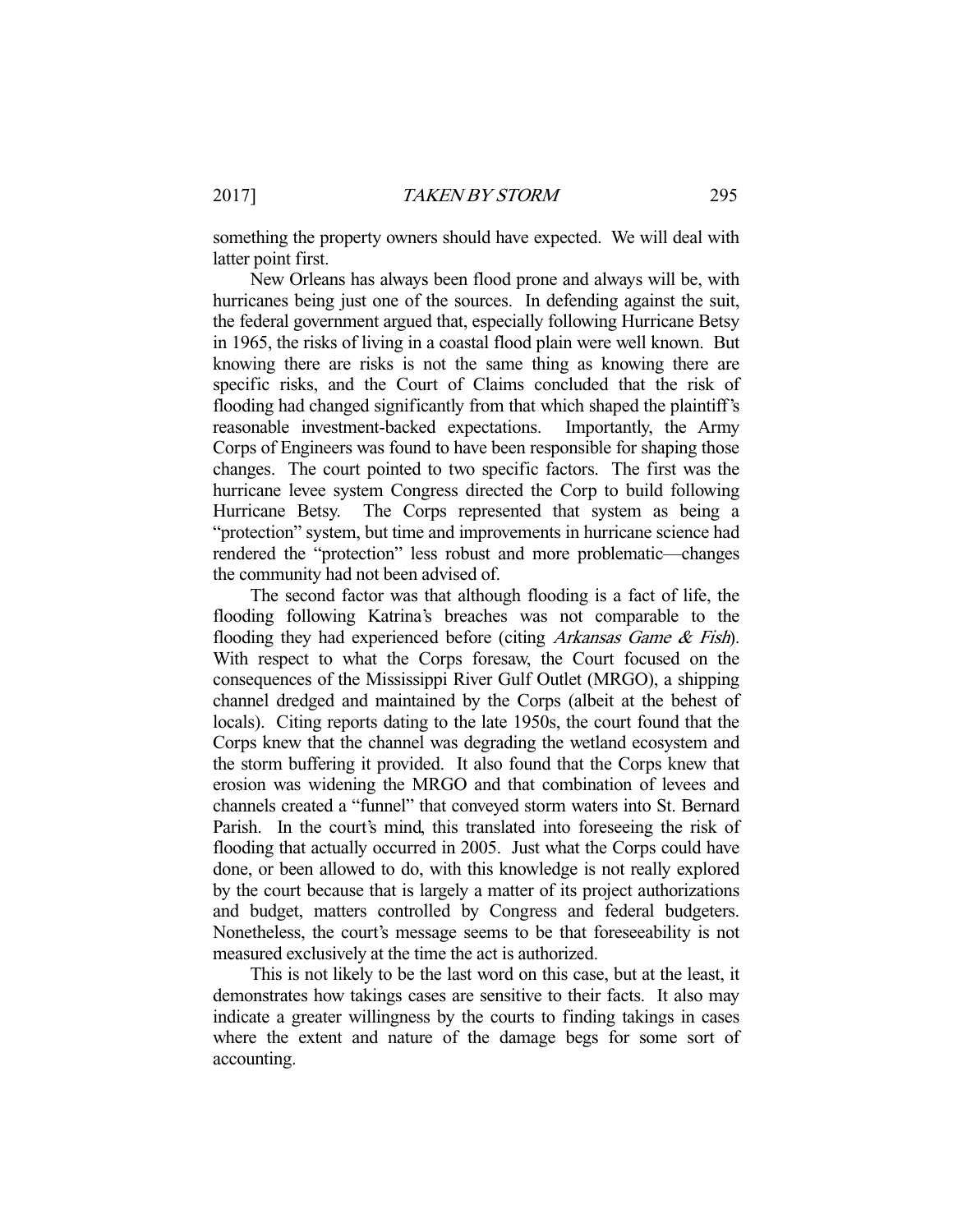something the property owners should have expected. We will deal with latter point first.

New Orleans has always been flood prone and always will be, with hurricanes being just one of the sources. In defending against the suit, the federal government argued that, especially following Hurricane Betsy in 1965, the risks of living in a coastal flood plain were well known. But knowing there are risks is not the same thing as knowing there are specific risks, and the Court of Claims concluded that the risk of flooding had changed significantly from that which shaped the plaintiff's reasonable investment-backed expectations. Importantly, the Army Corps of Engineers was found to have been responsible for shaping those changes. The court pointed to two specific factors. The first was the hurricane levee system Congress directed the Corp to build following Hurricane Betsy. The Corps represented that system as being a "protection" system, but time and improvements in hurricane science had rendered the "protection" less robust and more problematic—changes the community had not been advised of.

The second factor was that although flooding is a fact of life, the flooding following Katrina's breaches was not comparable to the flooding they had experienced before (citing *Arkansas Game & Fish*). With respect to what the Corps foresaw, the Court focused on the consequences of the Mississippi River Gulf Outlet (MRGO), a shipping channel dredged and maintained by the Corps (albeit at the behest of locals). Citing reports dating to the late 1950s, the court found that the Corps knew that the channel was degrading the wetland ecosystem and the storm buffering it provided. It also found that the Corps knew that erosion was widening the MRGO and that combination of levees and channels created a "funnel" that conveyed storm waters into St. Bernard Parish. In the court's mind, this translated into foreseeing the risk of flooding that actually occurred in 2005. Just what the Corps could have done, or been allowed to do, with this knowledge is not really explored by the court because that is largely a matter of its project authorizations and budget, matters controlled by Congress and federal budgeters. Nonetheless, the court's message seems to be that foreseeability is not measured exclusively at the time the act is authorized.

This is not likely to be the last word on this case, but at the least, it demonstrates how takings cases are sensitive to their facts. It also may indicate a greater willingness by the courts to finding takings in cases where the extent and nature of the damage begs for some sort of accounting.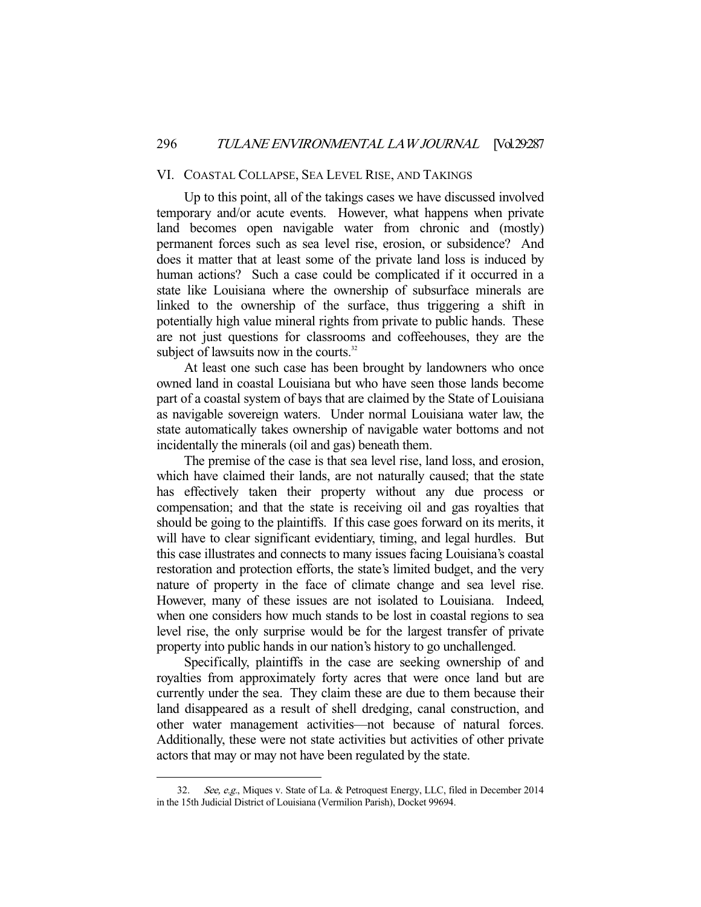## VI. COASTAL COLLAPSE, SEA LEVEL RISE, AND TAKINGS

Up to this point, all of the takings cases we have discussed involved temporary and/or acute events. However, what happens when private land becomes open navigable water from chronic and (mostly) permanent forces such as sea level rise, erosion, or subsidence? And does it matter that at least some of the private land loss is induced by human actions? Such a case could be complicated if it occurred in a state like Louisiana where the ownership of subsurface minerals are linked to the ownership of the surface, thus triggering a shift in potentially high value mineral rights from private to public hands. These are not just questions for classrooms and coffeehouses, they are the subject of lawsuits now in the courts.[32]

At least one such case has been brought by landowners who once owned land in coastal Louisiana but who have seen those lands become part of a coastal system of bays that are claimed by the State of Louisiana as navigable sovereign waters. Under normal Louisiana water law, the state automatically takes ownership of navigable water bottoms and not incidentally the minerals (oil and gas) beneath them.

The premise of the case is that sea level rise, land loss, and erosion, which have claimed their lands, are not naturally caused; that the state has effectively taken their property without any due process or compensation; and that the state is receiving oil and gas royalties that should be going to the plaintiffs. If this case goes forward on its merits, it will have to clear significant evidentiary, timing, and legal hurdles. But this case illustrates and connects to many issues facing Louisiana's coastal restoration and protection efforts, the state's limited budget, and the very nature of property in the face of climate change and sea level rise. However, many of these issues are not isolated to Louisiana. Indeed, when one considers how much stands to be lost in coastal regions to sea level rise, the only surprise would be for the largest transfer of private property into public hands in our nation's history to go unchallenged.

Specifically, plaintiffs in the case are seeking ownership of and royalties from approximately forty acres that were once land but are currently under the sea. They claim these are due to them because their land disappeared as a result of shell dredging, canal construction, and other water management activities—not because of natural forces. Additionally, these were not state activities but activities of other private actors that may or may not have been regulated by the state.

---

32. *See, e.g.*, Miques v. State of La. & Petroquest Energy, LLC, filed in December 2014 in the 15th Judicial District of Louisiana (Vermilion Parish), Docket 99694.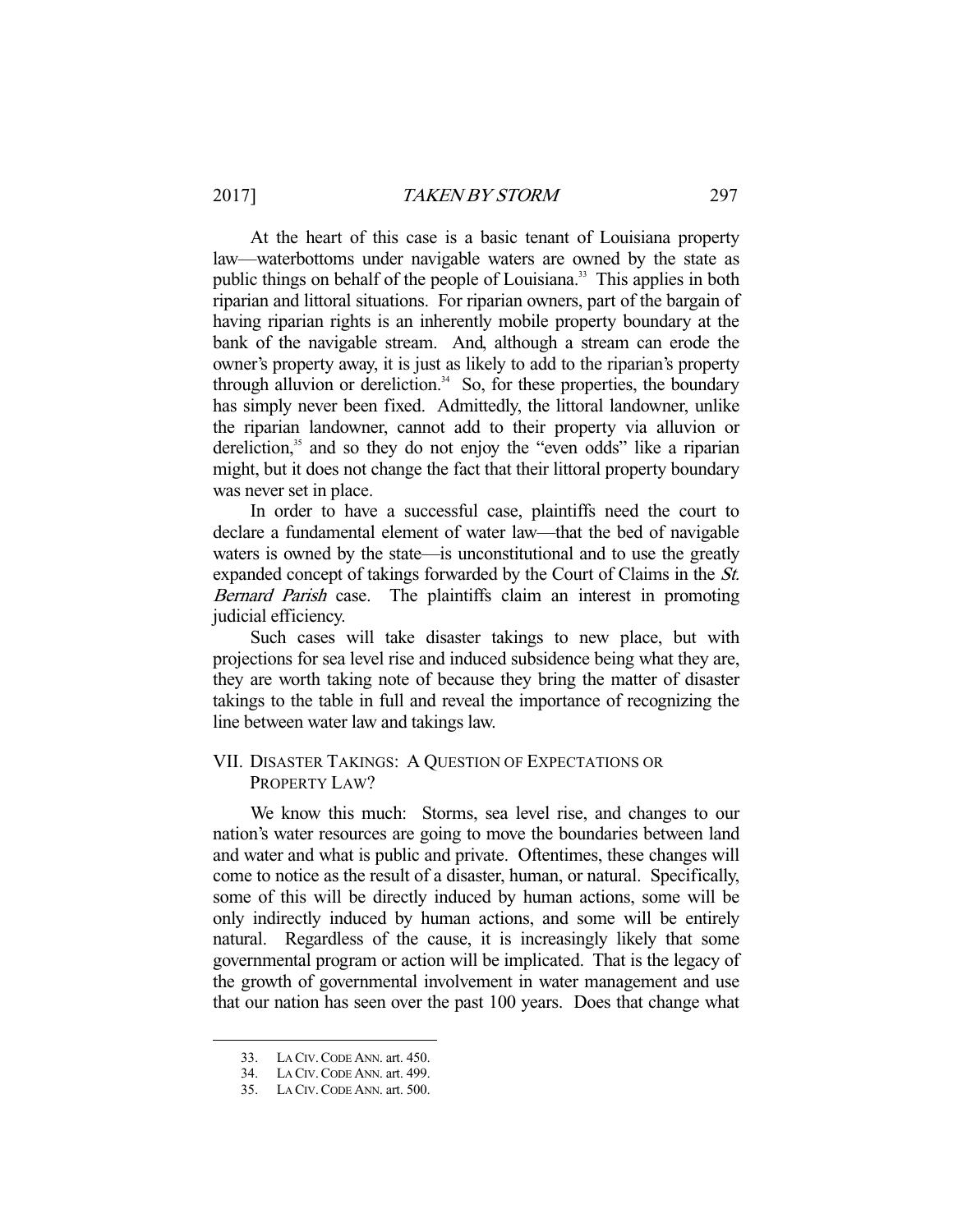At the heart of this case is a basic tenant of Louisiana property law—waterbottoms under navigable waters are owned by the state as public things on behalf of the people of Louisiana.[33] This applies in both riparian and littoral situations. For riparian owners, part of the bargain of having riparian rights is an inherently mobile property boundary at the bank of the navigable stream. And, although a stream can erode the owner's property away, it is just as likely to add to the riparian's property through alluvion or dereliction.[34] So, for these properties, the boundary has simply never been fixed. Admittedly, the littoral landowner, unlike the riparian landowner, cannot add to their property via alluvion or dereliction,[35] and so they do not enjoy the "even odds" like a riparian might, but it does not change the fact that their littoral property boundary was never set in place.

In order to have a successful case, plaintiffs need the court to declare a fundamental element of water law—that the bed of navigable waters is owned by the state—is unconstitutional and to use the greatly expanded concept of takings forwarded by the Court of Claims in the *St. Bernard Parish* case. The plaintiffs claim an interest in promoting judicial efficiency.

Such cases will take disaster takings to new place, but with projections for sea level rise and induced subsidence being what they are, they are worth taking note of because they bring the matter of disaster takings to the table in full and reveal the importance of recognizing the line between water law and takings law.

## VII. Disaster Takings: A Question of Expectations or Property Law?

We know this much: Storms, sea level rise, and changes to our nation's water resources are going to move the boundaries between land and water and what is public and private. Oftentimes, these changes will come to notice as the result of a disaster, human, or natural. Specifically, some of this will be directly induced by human actions, some will be only indirectly induced by human actions, and some will be entirely natural. Regardless of the cause, it is increasingly likely that some governmental program or action will be implicated. That is the legacy of the growth of governmental involvement in water management and use that our nation has seen over the past 100 years. Does that change what

33. LA CIV. CODE ANN. art. 450.
34. LA CIV. CODE ANN. art. 499.
35. LA CIV. CODE ANN. art. 500.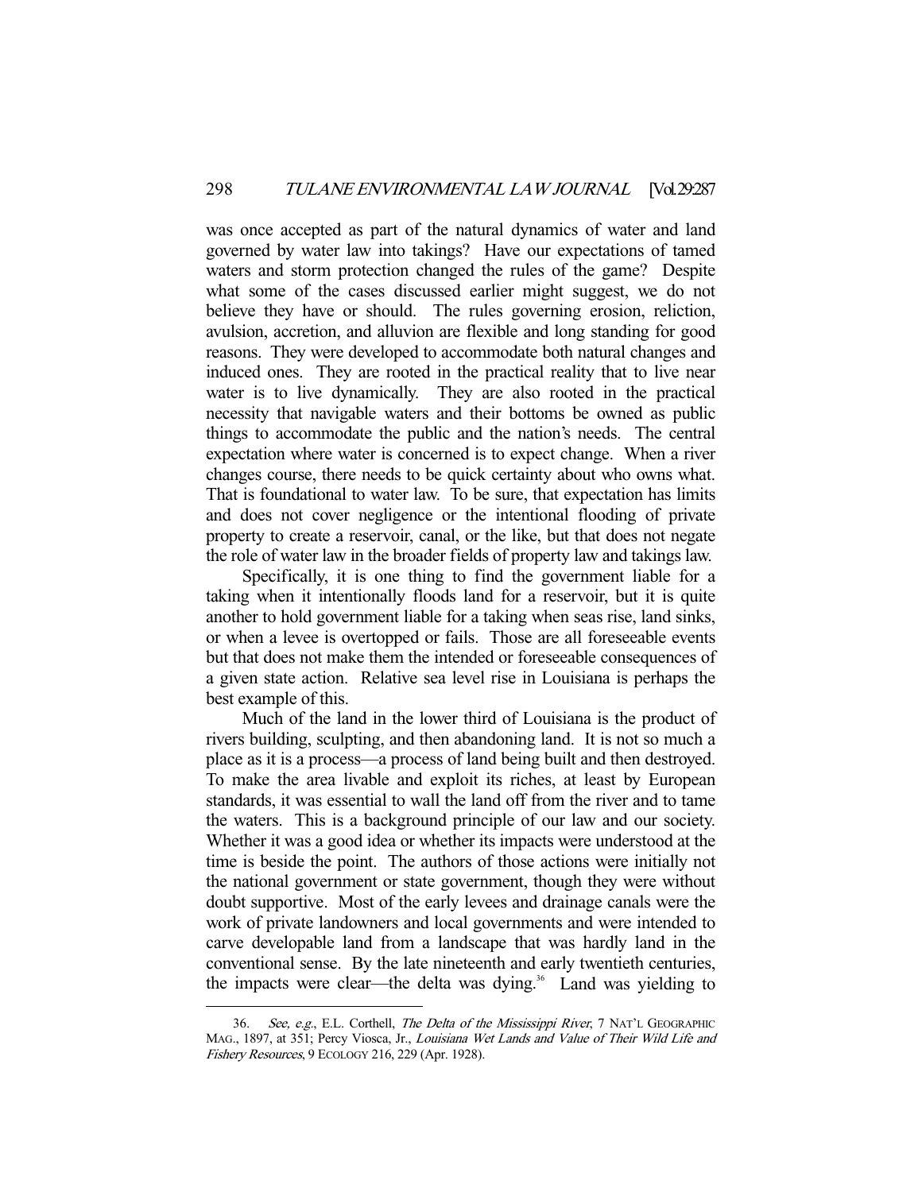was once accepted as part of the natural dynamics of water and land governed by water law into takings? Have our expectations of tamed waters and storm protection changed the rules of the game? Despite what some of the cases discussed earlier might suggest, we do not believe they have or should. The rules governing erosion, reliction, avulsion, accretion, and alluvion are flexible and long standing for good reasons. They were developed to accommodate both natural changes and induced ones. They are rooted in the practical reality that to live near water is to live dynamically. They are also rooted in the practical necessity that navigable waters and their bottoms be owned as public things to accommodate the public and the nation's needs. The central expectation where water is concerned is to expect change. When a river changes course, there needs to be quick certainty about who owns what. That is foundational to water law. To be sure, that expectation has limits and does not cover negligence or the intentional flooding of private property to create a reservoir, canal, or the like, but that does not negate the role of water law in the broader fields of property law and takings law.

Specifically, it is one thing to find the government liable for a taking when it intentionally floods land for a reservoir, but it is quite another to hold government liable for a taking when seas rise, land sinks, or when a levee is overtopped or fails. Those are all foreseeable events but that does not make them the intended or foreseeable consequences of a given state action. Relative sea level rise in Louisiana is perhaps the best example of this.

Much of the land in the lower third of Louisiana is the product of rivers building, sculpting, and then abandoning land. It is not so much a place as it is a process—a process of land being built and then destroyed. To make the area livable and exploit its riches, at least by European standards, it was essential to wall the land off from the river and to tame the waters. This is a background principle of our law and our society. Whether it was a good idea or whether its impacts were understood at the time is beside the point. The authors of those actions were initially not the national government or state government, though they were without doubt supportive. Most of the early levees and drainage canals were the work of private landowners and local governments and were intended to carve developable land from a landscape that was hardly land in the conventional sense. By the late nineteenth and early twentieth centuries, the impacts were clear—the delta was dying.[36] Land was yielding to

36. *See, e.g.*, E.L. Corthell, *The Delta of the Mississippi River*, 7 NAT'L GEOGRAPHIC MAG., 1897, at 351; Percy Viosca, Jr., *Louisiana Wet Lands and Value of Their Wild Life and Fishery Resources*, 9 ECOLOGY 216, 229 (Apr. 1928).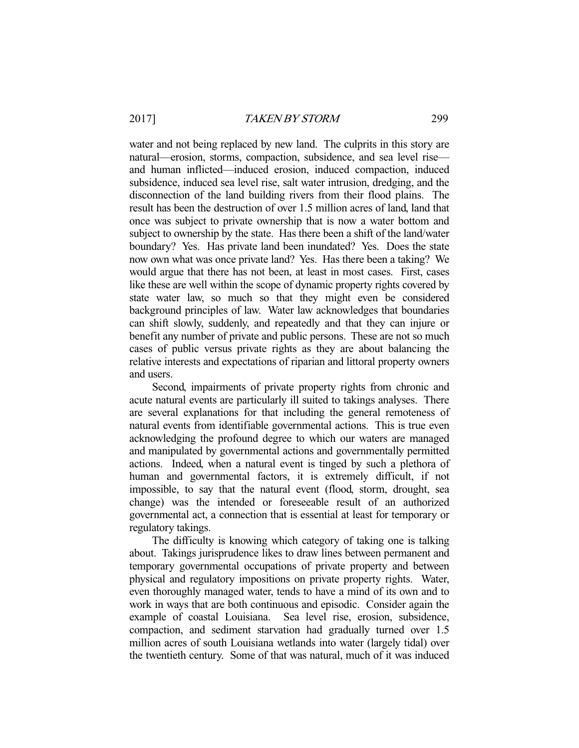water and not being replaced by new land. The culprits in this story are natural—erosion, storms, compaction, subsidence, and sea level rise—and human inflicted—induced erosion, induced compaction, induced subsidence, induced sea level rise, salt water intrusion, dredging, and the disconnection of the land building rivers from their flood plains. The result has been the destruction of over 1.5 million acres of land, land that once was subject to private ownership that is now a water bottom and subject to ownership by the state. Has there been a shift of the land/water boundary? Yes. Has private land been inundated? Yes. Does the state now own what was once private land? Yes. Has there been a taking? We would argue that there has not been, at least in most cases. First, cases like these are well within the scope of dynamic property rights covered by state water law, so much so that they might even be considered background principles of law. Water law acknowledges that boundaries can shift slowly, suddenly, and repeatedly and that they can injure or benefit any number of private and public persons. These are not so much cases of public versus private rights as they are about balancing the relative interests and expectations of riparian and littoral property owners and users.

Second, impairments of private property rights from chronic and acute natural events are particularly ill suited to takings analyses. There are several explanations for that including the general remoteness of natural events from identifiable governmental actions. This is true even acknowledging the profound degree to which our waters are managed and manipulated by governmental actions and governmentally permitted actions. Indeed, when a natural event is tinged by such a plethora of human and governmental factors, it is extremely difficult, if not impossible, to say that the natural event (flood, storm, drought, sea change) was the intended or foreseeable result of an authorized governmental act, a connection that is essential at least for temporary or regulatory takings.

The difficulty is knowing which category of taking one is talking about. Takings jurisprudence likes to draw lines between permanent and temporary governmental occupations of private property and between physical and regulatory impositions on private property rights. Water, even thoroughly managed water, tends to have a mind of its own and to work in ways that are both continuous and episodic. Consider again the example of coastal Louisiana. Sea level rise, erosion, subsidence, compaction, and sediment starvation had gradually turned over 1.5 million acres of south Louisiana wetlands into water (largely tidal) over the twentieth century. Some of that was natural, much of it was induced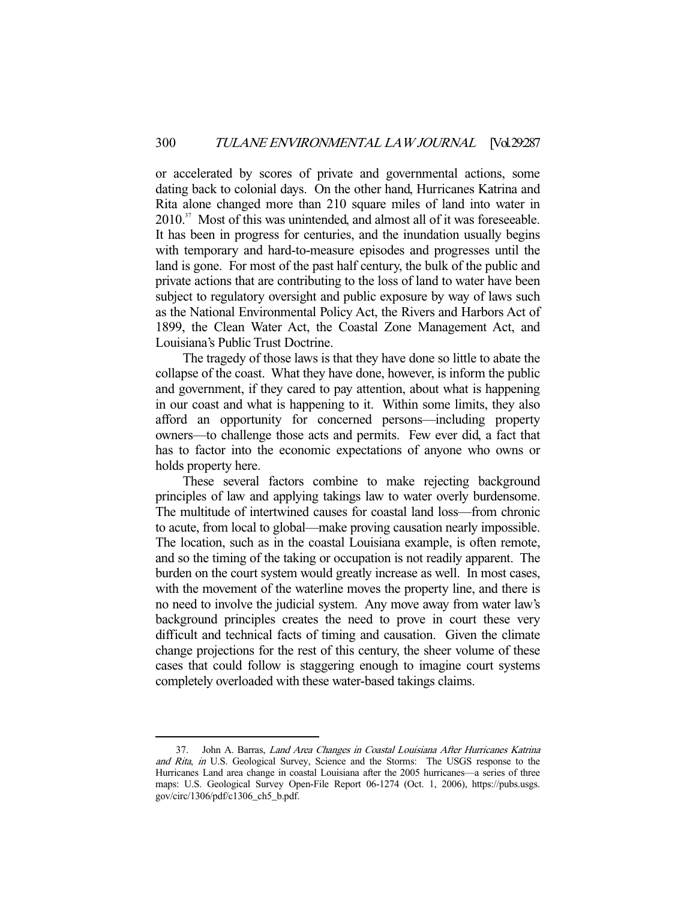or accelerated by scores of private and governmental actions, some dating back to colonial days. On the other hand, Hurricanes Katrina and Rita alone changed more than 210 square miles of land into water in 2010.[37] Most of this was unintended, and almost all of it was foreseeable. It has been in progress for centuries, and the inundation usually begins with temporary and hard-to-measure episodes and progresses until the land is gone. For most of the past half century, the bulk of the public and private actions that are contributing to the loss of land to water have been subject to regulatory oversight and public exposure by way of laws such as the National Environmental Policy Act, the Rivers and Harbors Act of 1899, the Clean Water Act, the Coastal Zone Management Act, and Louisiana's Public Trust Doctrine.

The tragedy of those laws is that they have done so little to abate the collapse of the coast. What they have done, however, is inform the public and government, if they cared to pay attention, about what is happening in our coast and what is happening to it. Within some limits, they also afford an opportunity for concerned persons—including property owners—to challenge those acts and permits. Few ever did, a fact that has to factor into the economic expectations of anyone who owns or holds property here.

These several factors combine to make rejecting background principles of law and applying takings law to water overly burdensome. The multitude of intertwined causes for coastal land loss—from chronic to acute, from local to global—make proving causation nearly impossible. The location, such as in the coastal Louisiana example, is often remote, and so the timing of the taking or occupation is not readily apparent. The burden on the court system would greatly increase as well. In most cases, with the movement of the waterline moves the property line, and there is no need to involve the judicial system. Any move away from water law's background principles creates the need to prove in court these very difficult and technical facts of timing and causation. Given the climate change projections for the rest of this century, the sheer volume of these cases that could follow is staggering enough to imagine court systems completely overloaded with these water-based takings claims.

---

37. John A. Barras, *Land Area Changes in Coastal Louisiana After Hurricanes Katrina and Rita*, *in* U.S. Geological Survey, Science and the Storms: The USGS response to the Hurricanes Land area change in coastal Louisiana after the 2005 hurricanes—a series of three maps: U.S. Geological Survey Open-File Report 06-1274 (Oct. 1, 2006), https://pubs.usgs.gov/circ/1306/pdf/c1306_ch5_b.pdf.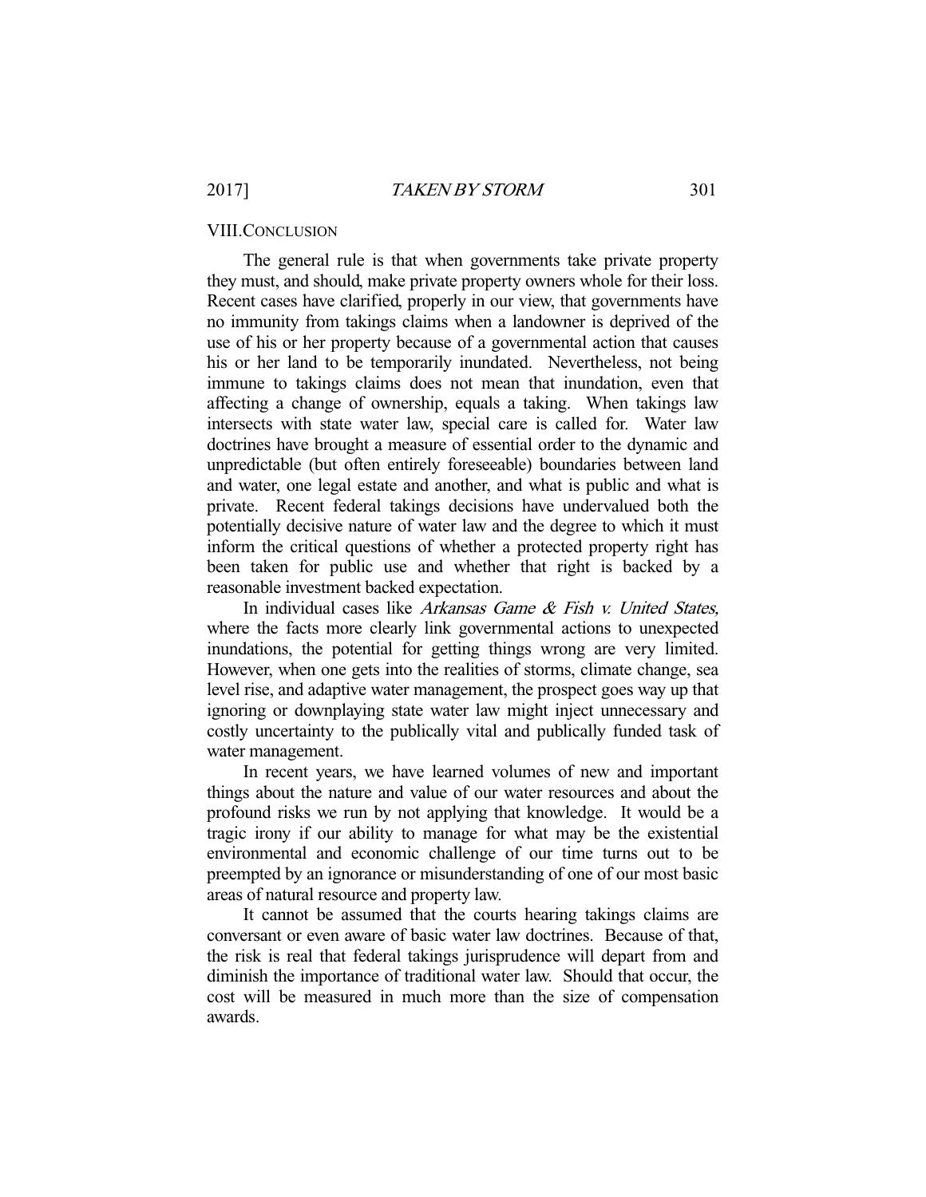## VIII. CONCLUSION

The general rule is that when governments take private property they must, and should, make private property owners whole for their loss. Recent cases have clarified, properly in our view, that governments have no immunity from takings claims when a landowner is deprived of the use of his or her property because of a governmental action that causes his or her land to be temporarily inundated. Nevertheless, not being immune to takings claims does not mean that inundation, even that affecting a change of ownership, equals a taking. When takings law intersects with state water law, special care is called for. Water law doctrines have brought a measure of essential order to the dynamic and unpredictable (but often entirely foreseeable) boundaries between land and water, one legal estate and another, and what is public and what is private. Recent federal takings decisions have undervalued both the potentially decisive nature of water law and the degree to which it must inform the critical questions of whether a protected property right has been taken for public use and whether that right is backed by a reasonable investment backed expectation.

In individual cases like *Arkansas Game & Fish v. United States,* where the facts more clearly link governmental actions to unexpected inundations, the potential for getting things wrong are very limited. However, when one gets into the realities of storms, climate change, sea level rise, and adaptive water management, the prospect goes way up that ignoring or downplaying state water law might inject unnecessary and costly uncertainty to the publically vital and publically funded task of water management.

In recent years, we have learned volumes of new and important things about the nature and value of our water resources and about the profound risks we run by not applying that knowledge. It would be a tragic irony if our ability to manage for what may be the existential environmental and economic challenge of our time turns out to be preempted by an ignorance or misunderstanding of one of our most basic areas of natural resource and property law.

It cannot be assumed that the courts hearing takings claims are conversant or even aware of basic water law doctrines. Because of that, the risk is real that federal takings jurisprudence will depart from and diminish the importance of traditional water law. Should that occur, the cost will be measured in much more than the size of compensation awards.